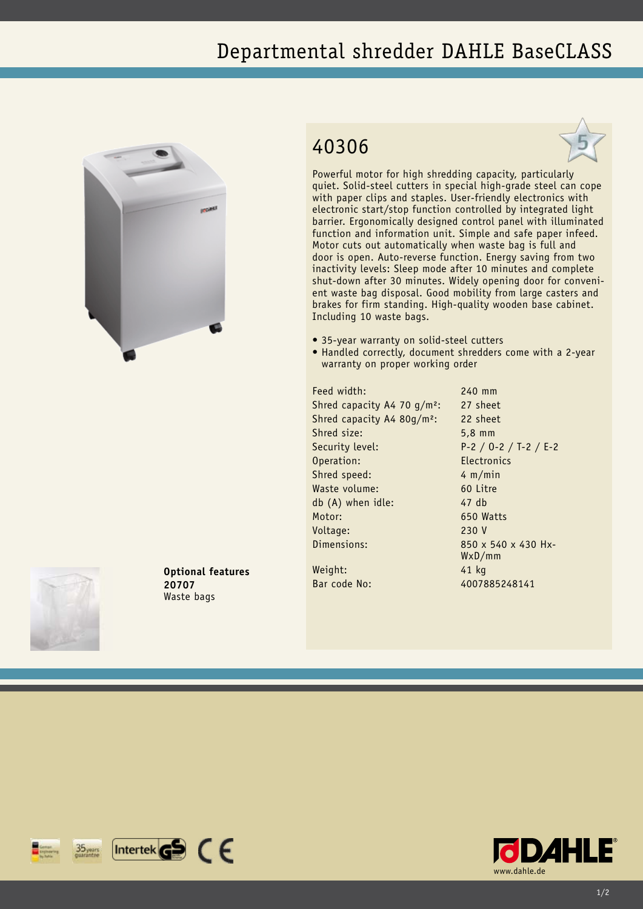# Departmental shredder DAHLE BaseCLASS

## 40306

Powerful motor for high shredding capacity, particularly quiet. Solid-steel cutters in special high-grade steel can cope with paper clips and staples. User-friendly electronics with electronic start/stop function controlled by integrated light barrier. Ergonomically designed control panel with illuminated function and information unit. Simple and safe paper infeed. Motor cuts out automatically when waste bag is full and door is open. Auto-reverse function. Energy saving from two inactivity levels: Sleep mode after 10 minutes and complete shut-down after 30 minutes. Widely opening door for convenient waste bag disposal. Good mobility from large casters and brakes for firm standing. High-quality wooden base cabinet. Including 10 waste bags.

- 35-year warranty on solid-steel cutters
- Handled correctly, document shredders come with a 2-year warranty on proper working order

| | |
|---|---|
| Feed width: | 240 mm |
| Shred capacity A4 70 g/m²: | 27 sheet |
| Shred capacity A4 80g/m²: | 22 sheet |
| Shred size: | 5,8 mm |
| Security level: | P-2 / O-2 / T-2 / E-2 |
| Operation: | Electronics |
| Shred speed: | 4 m/min |
| Waste volume: | 60 Litre |
| db (A) when idle: | 47 db |
| Motor: | 650 Watts |
| Voltage: | 230 V |
| Dimensions: | 850 x 540 x 430 HxWxD/mm |
| Weight: | 41 kg |
| Bar code No: | 4007885248141 |

**Optional features**
**20707**
Waste bags

www.dahle.de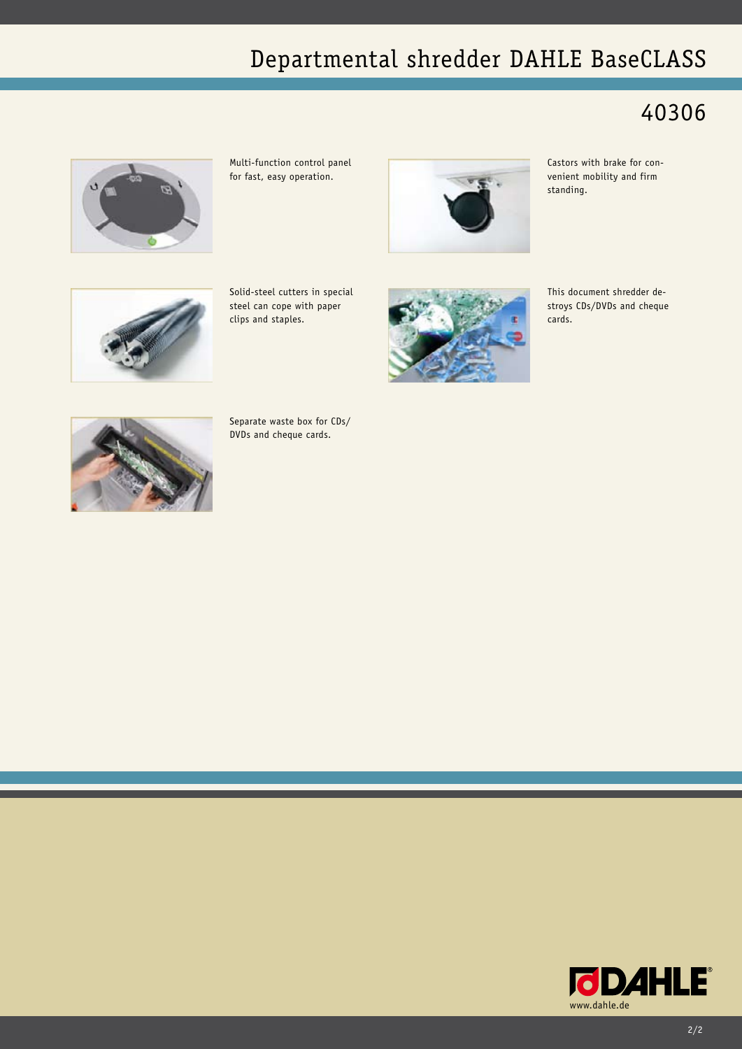# Departmental shredder DAHLE BaseCLASS

## 40306

Multi-function control panel for fast, easy operation.

Castors with brake for convenient mobility and firm standing.

Solid-steel cutters in special steel can cope with paper clips and staples.

This document shredder destroys CDs/DVDs and cheque cards.

Separate waste box for CDs/DVDs and cheque cards.

DAHLE®
www.dahle.de